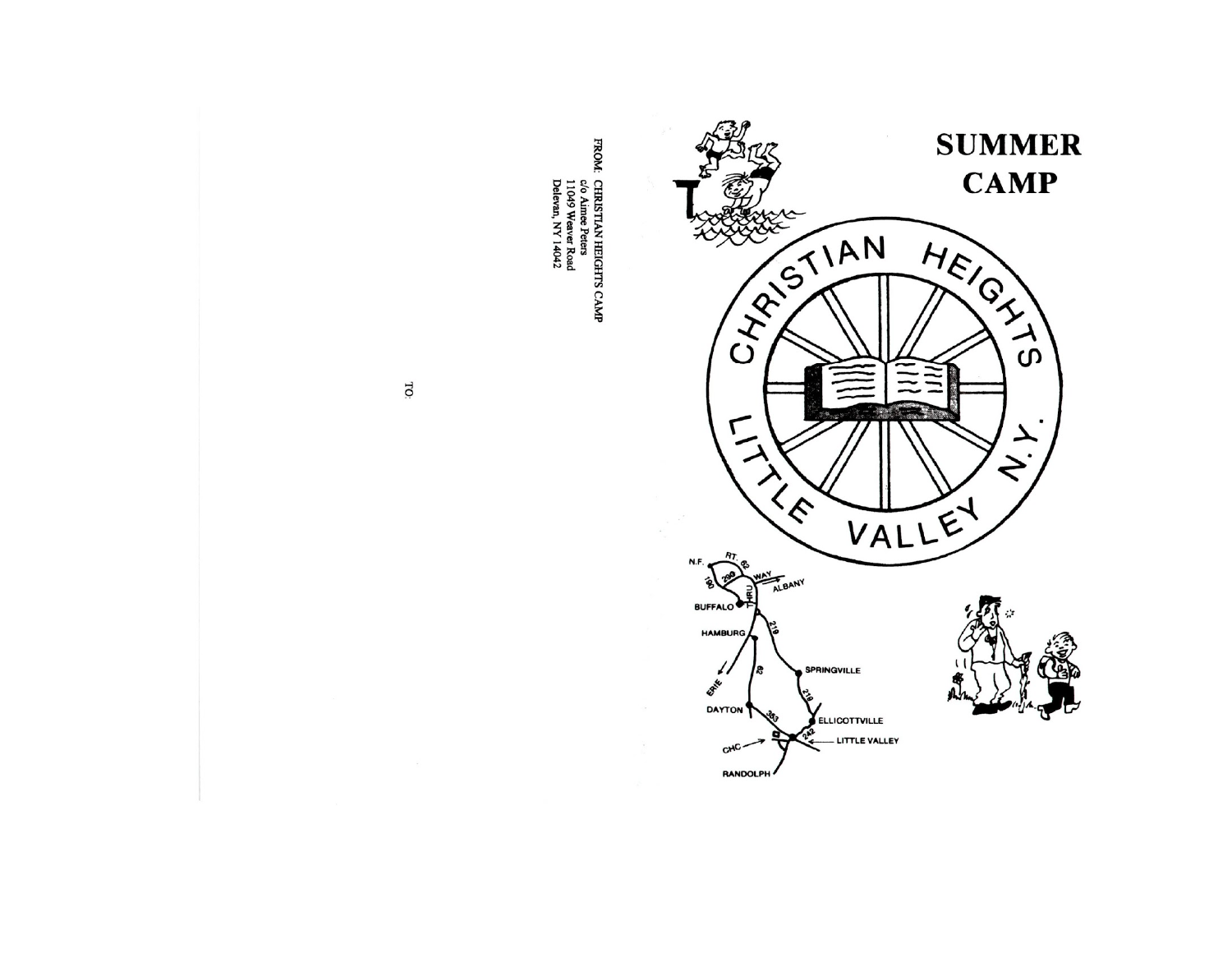FROM: CHRISTIAN HEIGHTS CAMP
c/o Aimee Peters
11049 Weaver Road
Delevan, NY 14042

TO:

# SUMMER CAMP

CHRISTIAN HEIGHTS
LITTLE VALLEY N.Y.

N.F.
RT. 62
THRU WAY
ALBANY
190
290
BUFFALO
HAMBURG
219
62
ERIE
SPRINGVILLE
219
DAYTON
353
ELLICOTTVILLE
242
CHC
LITTLE VALLEY
RANDOLPH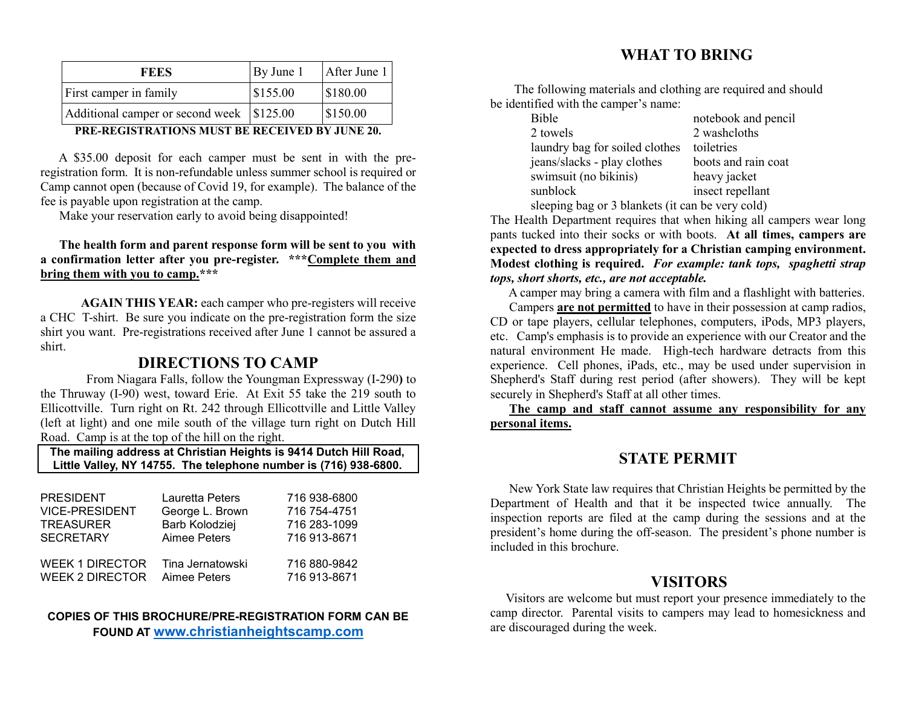| FEES | By June 1 | After June 1 |
|---|---|---|
| First camper in family | $155.00 | $180.00 |
| Additional camper or second week | $125.00 | $150.00 |

**PRE-REGISTRATIONS MUST BE RECEIVED BY JUNE 20.**

A $35.00 deposit for each camper must be sent in with the pre-registration form. It is non-refundable unless summer school is required or Camp cannot open (because of Covid 19, for example). The balance of the fee is payable upon registration at the camp.

Make your reservation early to avoid being disappointed!

**The health form and parent response form will be sent to you with a confirmation letter after you pre-register. \*\*\*Complete them and bring them with you to camp.\*\*\***

**AGAIN THIS YEAR:** each camper who pre-registers will receive a CHC T-shirt. Be sure you indicate on the pre-registration form the size shirt you want. Pre-registrations received after June 1 cannot be assured a shirt.

## DIRECTIONS TO CAMP

From Niagara Falls, follow the Youngman Expressway (I-290) to the Thruway (I-90) west, toward Erie. At Exit 55 take the 219 south to Ellicottville. Turn right on Rt. 242 through Ellicottville and Little Valley (left at light) and one mile south of the village turn right on Dutch Hill Road. Camp is at the top of the hill on the right.

**The mailing address at Christian Heights is 9414 Dutch Hill Road, Little Valley, NY 14755. The telephone number is (716) 938-6800.**

| | | |
|---|---|---|
| PRESIDENT | Lauretta Peters | 716 938-6800 |
| VICE-PRESIDENT | George L. Brown | 716 754-4751 |
| TREASURER | Barb Kolodziej | 716 283-1099 |
| SECRETARY | Aimee Peters | 716 913-8671 |
| WEEK 1 DIRECTOR | Tina Jernatowski | 716 880-9842 |
| WEEK 2 DIRECTOR | Aimee Peters | 716 913-8671 |

**COPIES OF THIS BROCHURE/PRE-REGISTRATION FORM CAN BE FOUND AT www.christianheightscamp.com**

## WHAT TO BRING

The following materials and clothing are required and should be identified with the camper's name:

- Bible
- notebook and pencil
- 2 towels
- 2 washcloths
- laundry bag for soiled clothes
- toiletries
- jeans/slacks - play clothes
- boots and rain coat
- swimsuit (no bikinis)
- heavy jacket
- sunblock
- insect repellant
- sleeping bag or 3 blankets (it can be very cold)

The Health Department requires that when hiking all campers wear long pants tucked into their socks or with boots. **At all times, campers are expected to dress appropriately for a Christian camping environment. Modest clothing is required.** ***For example: tank tops, spaghetti strap tops, short shorts, etc., are not acceptable.***

A camper may bring a camera with film and a flashlight with batteries.

Campers **are not permitted** to have in their possession at camp radios, CD or tape players, cellular telephones, computers, iPods, MP3 players, etc. Camp's emphasis is to provide an experience with our Creator and the natural environment He made. High-tech hardware detracts from this experience. Cell phones, iPads, etc., may be used under supervision in Shepherd's Staff during rest period (after showers). They will be kept securely in Shepherd's Staff at all other times.

**The camp and staff cannot assume any responsibility for any personal items.**

## STATE PERMIT

New York State law requires that Christian Heights be permitted by the Department of Health and that it be inspected twice annually. The inspection reports are filed at the camp during the sessions and at the president's home during the off-season. The president's phone number is included in this brochure.

## VISITORS

Visitors are welcome but must report your presence immediately to the camp director. Parental visits to campers may lead to homesickness and are discouraged during the week.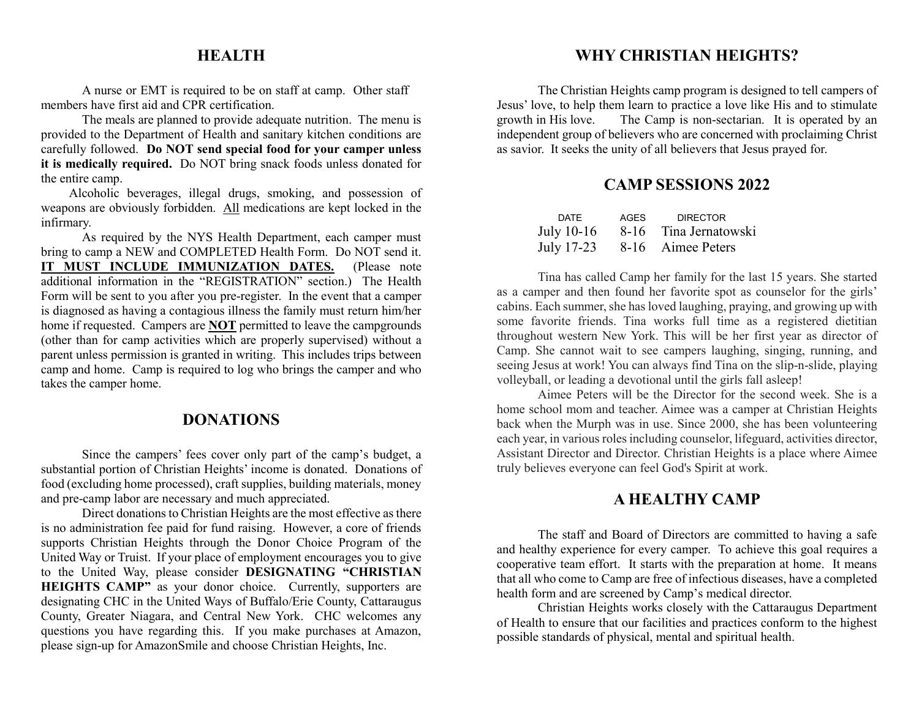## HEALTH

A nurse or EMT is required to be on staff at camp. Other staff members have first aid and CPR certification.

The meals are planned to provide adequate nutrition. The menu is provided to the Department of Health and sanitary kitchen conditions are carefully followed. **Do NOT send special food for your camper unless it is medically required.** Do NOT bring snack foods unless donated for the entire camp.

Alcoholic beverages, illegal drugs, smoking, and possession of weapons are obviously forbidden. <u>All</u> medications are kept locked in the infirmary.

As required by the NYS Health Department, each camper must bring to camp a NEW and COMPLETED Health Form. Do NOT send it. **<u>IT MUST INCLUDE IMMUNIZATION DATES.</u>** (Please note additional information in the "REGISTRATION" section.) The Health Form will be sent to you after you pre-register. In the event that a camper is diagnosed as having a contagious illness the family must return him/her home if requested. Campers are **<u>NOT</u>** permitted to leave the campgrounds (other than for camp activities which are properly supervised) without a parent unless permission is granted in writing. This includes trips between camp and home. Camp is required to log who brings the camper and who takes the camper home.

## DONATIONS

Since the campers' fees cover only part of the camp's budget, a substantial portion of Christian Heights' income is donated. Donations of food (excluding home processed), craft supplies, building materials, money and pre-camp labor are necessary and much appreciated.

Direct donations to Christian Heights are the most effective as there is no administration fee paid for fund raising. However, a core of friends supports Christian Heights through the Donor Choice Program of the United Way or Truist. If your place of employment encourages you to give to the United Way, please consider **DESIGNATING "CHRISTIAN HEIGHTS CAMP"** as your donor choice. Currently, supporters are designating CHC in the United Ways of Buffalo/Erie County, Cattaraugus County, Greater Niagara, and Central New York. CHC welcomes any questions you have regarding this. If you make purchases at Amazon, please sign-up for AmazonSmile and choose Christian Heights, Inc.

## WHY CHRISTIAN HEIGHTS?

The Christian Heights camp program is designed to tell campers of Jesus' love, to help them learn to practice a love like His and to stimulate growth in His love. The Camp is non-sectarian. It is operated by an independent group of believers who are concerned with proclaiming Christ as savior. It seeks the unity of all believers that Jesus prayed for.

## CAMP SESSIONS 2022

| DATE | AGES | DIRECTOR |
|---|---|---|
| July 10-16 | 8-16 | Tina Jernatowski |
| July 17-23 | 8-16 | Aimee Peters |

Tina has called Camp her family for the last 15 years. She started as a camper and then found her favorite spot as counselor for the girls' cabins. Each summer, she has loved laughing, praying, and growing up with some favorite friends. Tina works full time as a registered dietitian throughout western New York. This will be her first year as director of Camp. She cannot wait to see campers laughing, singing, running, and seeing Jesus at work! You can always find Tina on the slip-n-slide, playing volleyball, or leading a devotional until the girls fall asleep!

Aimee Peters will be the Director for the second week. She is a home school mom and teacher. Aimee was a camper at Christian Heights back when the Murph was in use. Since 2000, she has been volunteering each year, in various roles including counselor, lifeguard, activities director, Assistant Director and Director. Christian Heights is a place where Aimee truly believes everyone can feel God's Spirit at work.

## A HEALTHY CAMP

The staff and Board of Directors are committed to having a safe and healthy experience for every camper. To achieve this goal requires a cooperative team effort. It starts with the preparation at home. It means that all who come to Camp are free of infectious diseases, have a completed health form and are screened by Camp's medical director.

Christian Heights works closely with the Cattaraugus Department of Health to ensure that our facilities and practices conform to the highest possible standards of physical, mental and spiritual health.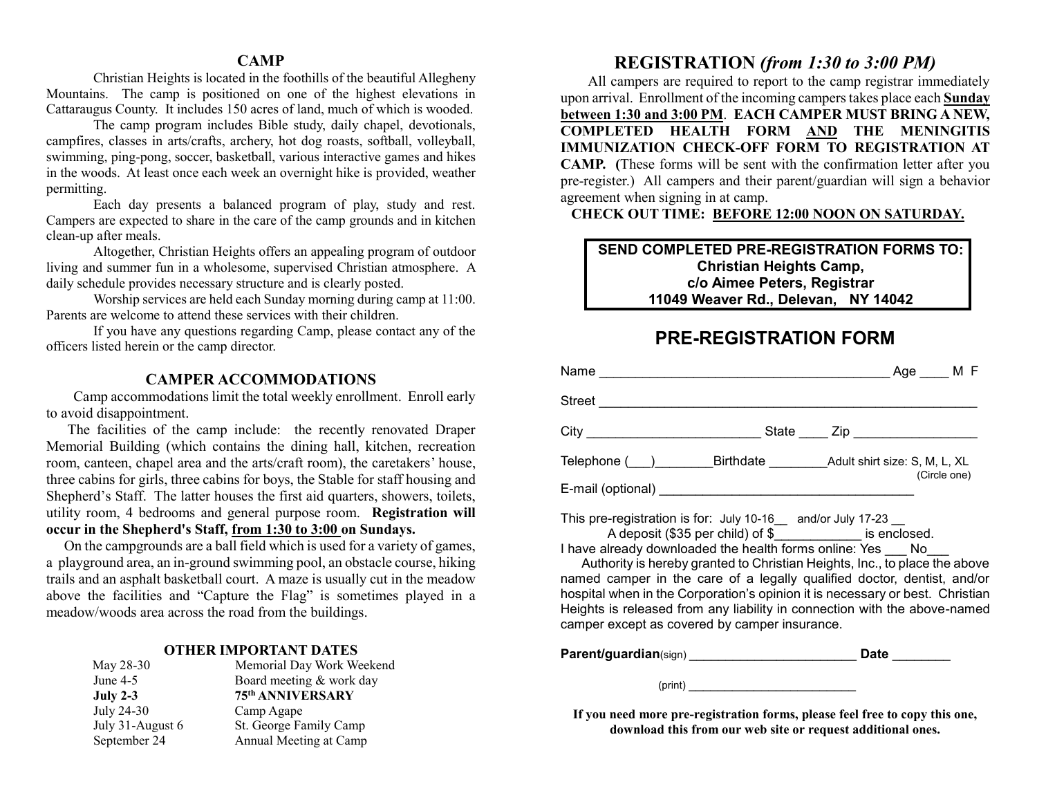## CAMP

Christian Heights is located in the foothills of the beautiful Allegheny Mountains. The camp is positioned on one of the highest elevations in Cattaraugus County. It includes 150 acres of land, much of which is wooded.

The camp program includes Bible study, daily chapel, devotionals, campfires, classes in arts/crafts, archery, hot dog roasts, softball, volleyball, swimming, ping-pong, soccer, basketball, various interactive games and hikes in the woods. At least once each week an overnight hike is provided, weather permitting.

Each day presents a balanced program of play, study and rest. Campers are expected to share in the care of the camp grounds and in kitchen clean-up after meals.

Altogether, Christian Heights offers an appealing program of outdoor living and summer fun in a wholesome, supervised Christian atmosphere. A daily schedule provides necessary structure and is clearly posted.

Worship services are held each Sunday morning during camp at 11:00. Parents are welcome to attend these services with their children.

If you have any questions regarding Camp, please contact any of the officers listed herein or the camp director.

## CAMPER ACCOMMODATIONS

Camp accommodations limit the total weekly enrollment. Enroll early to avoid disappointment.

The facilities of the camp include: the recently renovated Draper Memorial Building (which contains the dining hall, kitchen, recreation room, canteen, chapel area and the arts/craft room), the caretakers' house, three cabins for girls, three cabins for boys, the Stable for staff housing and Shepherd's Staff. The latter houses the first aid quarters, showers, toilets, utility room, 4 bedrooms and general purpose room. **Registration will occur in the Shepherd's Staff, from 1:30 to 3:00 on Sundays.**

On the campgrounds are a ball field which is used for a variety of games, a playground area, an in-ground swimming pool, an obstacle course, hiking trails and an asphalt basketball court. A maze is usually cut in the meadow above the facilities and "Capture the Flag" is sometimes played in a meadow/woods area across the road from the buildings.

### OTHER IMPORTANT DATES

| | |
|---|---|
| May 28-30 | Memorial Day Work Weekend |
| June 4-5 | Board meeting & work day |
| **July 2-3** | **75th ANNIVERSARY** |
| July 24-30 | Camp Agape |
| July 31-August 6 | St. George Family Camp |
| September 24 | Annual Meeting at Camp |

## REGISTRATION *(from 1:30 to 3:00 PM)*

All campers are required to report to the camp registrar immediately upon arrival. Enrollment of the incoming campers takes place each **Sunday between 1:30 and 3:00 PM**. **EACH CAMPER MUST BRING A NEW, COMPLETED HEALTH FORM AND THE MENINGITIS IMMUNIZATION CHECK-OFF FORM TO REGISTRATION AT CAMP.** (These forms will be sent with the confirmation letter after you pre-register.) All campers and their parent/guardian will sign a behavior agreement when signing in at camp.

**CHECK OUT TIME: BEFORE 12:00 NOON ON SATURDAY.**

**SEND COMPLETED PRE-REGISTRATION FORMS TO:**
**Christian Heights Camp,**
**c/o Aimee Peters, Registrar**
**11049 Weaver Rd., Delevan, NY 14042**

## PRE-REGISTRATION FORM

Name ________________________________________ Age ____ M F

Street ______________________________________________________

City _______________________ State ____ Zip ________________

Telephone (___)________Birthdate ________Adult shirt size: S, M, L, XL (Circle one)

E-mail (optional) ___________________________________

This pre-registration is for: July 10-16__ and/or July 17-23 __

A deposit ($35 per child) of $____________ is enclosed.

I have already downloaded the health forms online: Yes ___ No___

Authority is hereby granted to Christian Heights, Inc., to place the above named camper in the care of a legally qualified doctor, dentist, and/or hospital when in the Corporation's opinion it is necessary or best. Christian Heights is released from any liability in connection with the above-named camper except as covered by camper insurance.

**Parent/guardian**(sign) ________________________ **Date** ________

(print) ________________________

**If you need more pre-registration forms, please feel free to copy this one, download this from our web site or request additional ones.**